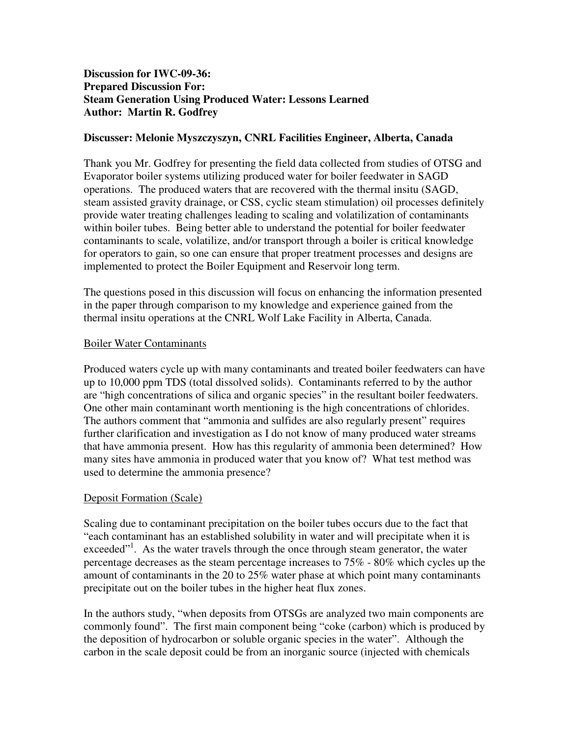**Discussion for IWC-09-36:**
**Prepared Discussion For:**
**Steam Generation Using Produced Water: Lessons Learned**
**Author: Martin R. Godfrey**

**Discusser: Melonie Myszczyszyn, CNRL Facilities Engineer, Alberta, Canada**

Thank you Mr. Godfrey for presenting the field data collected from studies of OTSG and Evaporator boiler systems utilizing produced water for boiler feedwater in SAGD operations. The produced waters that are recovered with the thermal insitu (SAGD, steam assisted gravity drainage, or CSS, cyclic steam stimulation) oil processes definitely provide water treating challenges leading to scaling and volatilization of contaminants within boiler tubes. Being better able to understand the potential for boiler feedwater contaminants to scale, volatilize, and/or transport through a boiler is critical knowledge for operators to gain, so one can ensure that proper treatment processes and designs are implemented to protect the Boiler Equipment and Reservoir long term.

The questions posed in this discussion will focus on enhancing the information presented in the paper through comparison to my knowledge and experience gained from the thermal insitu operations at the CNRL Wolf Lake Facility in Alberta, Canada.

<u>Boiler Water Contaminants</u>

Produced waters cycle up with many contaminants and treated boiler feedwaters can have up to 10,000 ppm TDS (total dissolved solids). Contaminants referred to by the author are "high concentrations of silica and organic species" in the resultant boiler feedwaters. One other main contaminant worth mentioning is the high concentrations of chlorides. The authors comment that "ammonia and sulfides are also regularly present" requires further clarification and investigation as I do not know of many produced water streams that have ammonia present. How has this regularity of ammonia been determined? How many sites have ammonia in produced water that you know of? What test method was used to determine the ammonia presence?

<u>Deposit Formation (Scale)</u>

Scaling due to contaminant precipitation on the boiler tubes occurs due to the fact that "each contaminant has an established solubility in water and will precipitate when it is exceeded"[1]. As the water travels through the once through steam generator, the water percentage decreases as the steam percentage increases to 75% - 80% which cycles up the amount of contaminants in the 20 to 25% water phase at which point many contaminants precipitate out on the boiler tubes in the higher heat flux zones.

In the authors study, "when deposits from OTSGs are analyzed two main components are commonly found". The first main component being "coke (carbon) which is produced by the deposition of hydrocarbon or soluble organic species in the water". Although the carbon in the scale deposit could be from an inorganic source (injected with chemicals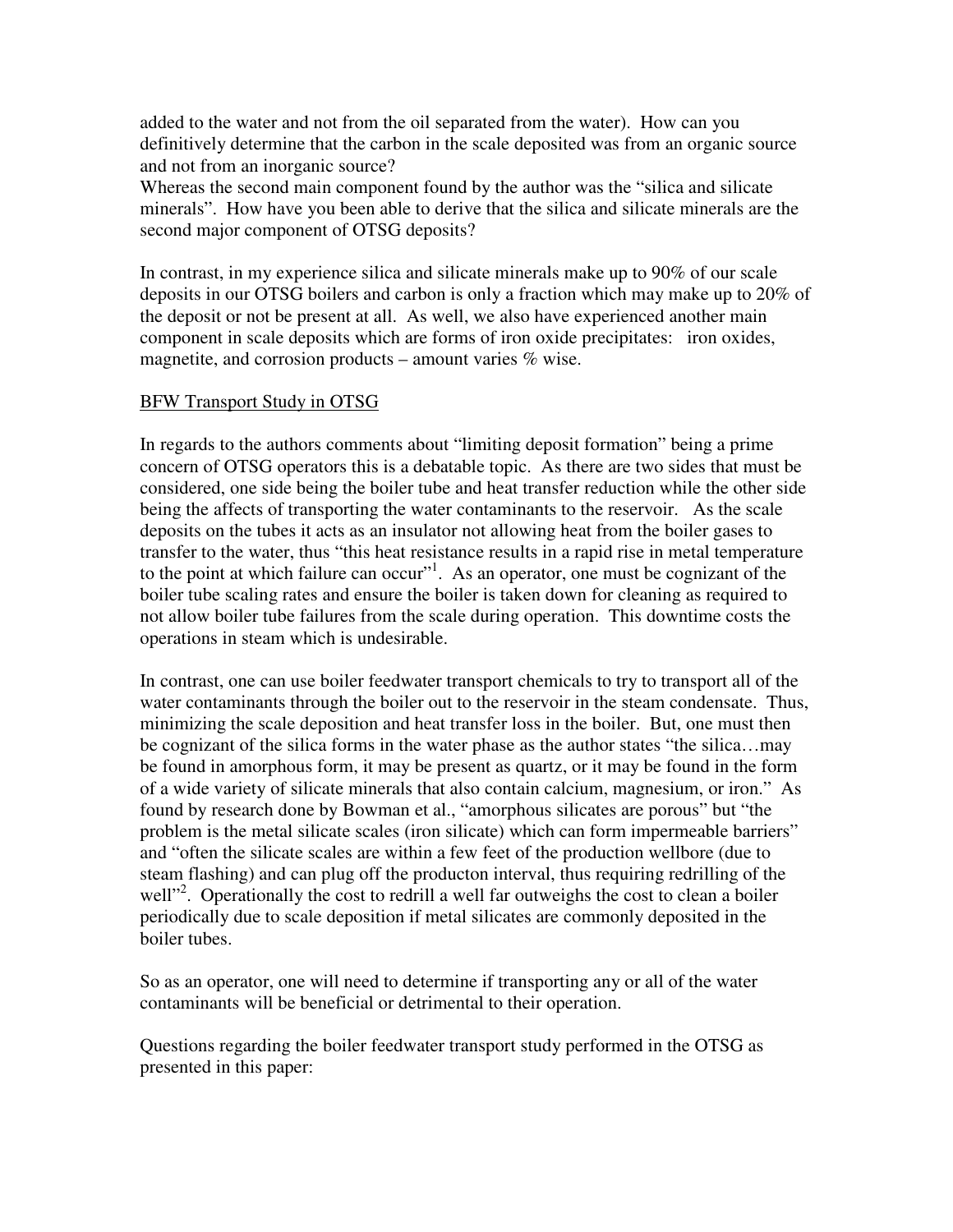added to the water and not from the oil separated from the water). How can you definitively determine that the carbon in the scale deposited was from an organic source and not from an inorganic source?
Whereas the second main component found by the author was the "silica and silicate minerals". How have you been able to derive that the silica and silicate minerals are the second major component of OTSG deposits?

In contrast, in my experience silica and silicate minerals make up to 90% of our scale deposits in our OTSG boilers and carbon is only a fraction which may make up to 20% of the deposit or not be present at all. As well, we also have experienced another main component in scale deposits which are forms of iron oxide precipitates: iron oxides, magnetite, and corrosion products – amount varies % wise.

<u>BFW Transport Study in OTSG</u>

In regards to the authors comments about "limiting deposit formation" being a prime concern of OTSG operators this is a debatable topic. As there are two sides that must be considered, one side being the boiler tube and heat transfer reduction while the other side being the affects of transporting the water contaminants to the reservoir. As the scale deposits on the tubes it acts as an insulator not allowing heat from the boiler gases to transfer to the water, thus "this heat resistance results in a rapid rise in metal temperature to the point at which failure can occur"[1]. As an operator, one must be cognizant of the boiler tube scaling rates and ensure the boiler is taken down for cleaning as required to not allow boiler tube failures from the scale during operation. This downtime costs the operations in steam which is undesirable.

In contrast, one can use boiler feedwater transport chemicals to try to transport all of the water contaminants through the boiler out to the reservoir in the steam condensate. Thus, minimizing the scale deposition and heat transfer loss in the boiler. But, one must then be cognizant of the silica forms in the water phase as the author states "the silica…may be found in amorphous form, it may be present as quartz, or it may be found in the form of a wide variety of silicate minerals that also contain calcium, magnesium, or iron." As found by research done by Bowman et al., "amorphous silicates are porous" but "the problem is the metal silicate scales (iron silicate) which can form impermeable barriers" and "often the silicate scales are within a few feet of the production wellbore (due to steam flashing) and can plug off the producton interval, thus requiring redrilling of the well"[2]. Operationally the cost to redrill a well far outweighs the cost to clean a boiler periodically due to scale deposition if metal silicates are commonly deposited in the boiler tubes.

So as an operator, one will need to determine if transporting any or all of the water contaminants will be beneficial or detrimental to their operation.

Questions regarding the boiler feedwater transport study performed in the OTSG as presented in this paper: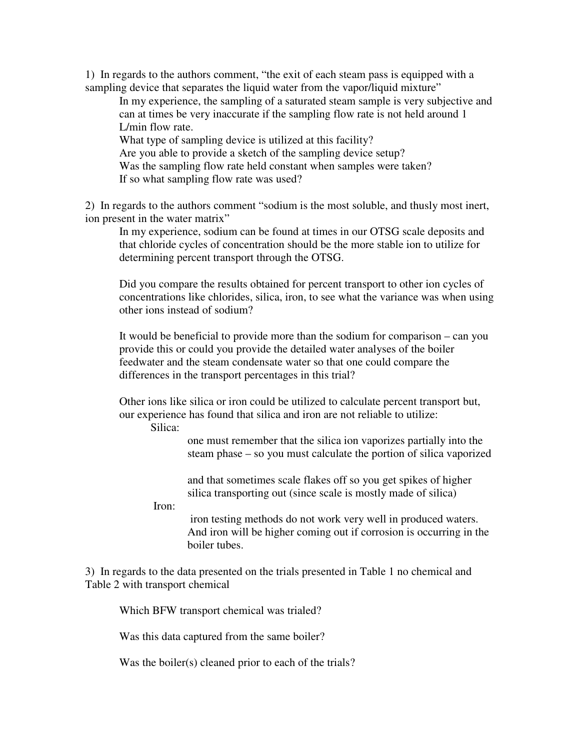1) In regards to the authors comment, "the exit of each steam pass is equipped with a sampling device that separates the liquid water from the vapor/liquid mixture"

   In my experience, the sampling of a saturated steam sample is very subjective and can at times be very inaccurate if the sampling flow rate is not held around 1 L/min flow rate.

   What type of sampling device is utilized at this facility?

   Are you able to provide a sketch of the sampling device setup?

   Was the sampling flow rate held constant when samples were taken?

   If so what sampling flow rate was used?

2) In regards to the authors comment "sodium is the most soluble, and thusly most inert, ion present in the water matrix"

   In my experience, sodium can be found at times in our OTSG scale deposits and that chloride cycles of concentration should be the more stable ion to utilize for determining percent transport through the OTSG.

   Did you compare the results obtained for percent transport to other ion cycles of concentrations like chlorides, silica, iron, to see what the variance was when using other ions instead of sodium?

   It would be beneficial to provide more than the sodium for comparison – can you provide this or could you provide the detailed water analyses of the boiler feedwater and the steam condensate water so that one could compare the differences in the transport percentages in this trial?

   Other ions like silica or iron could be utilized to calculate percent transport but, our experience has found that silica and iron are not reliable to utilize:

   Silica:

   one must remember that the silica ion vaporizes partially into the steam phase – so you must calculate the portion of silica vaporized

   and that sometimes scale flakes off so you get spikes of higher silica transporting out (since scale is mostly made of silica)

   Iron:

   iron testing methods do not work very well in produced waters. And iron will be higher coming out if corrosion is occurring in the boiler tubes.

3) In regards to the data presented on the trials presented in Table 1 no chemical and Table 2 with transport chemical

   Which BFW transport chemical was trialed?

   Was this data captured from the same boiler?

   Was the boiler(s) cleaned prior to each of the trials?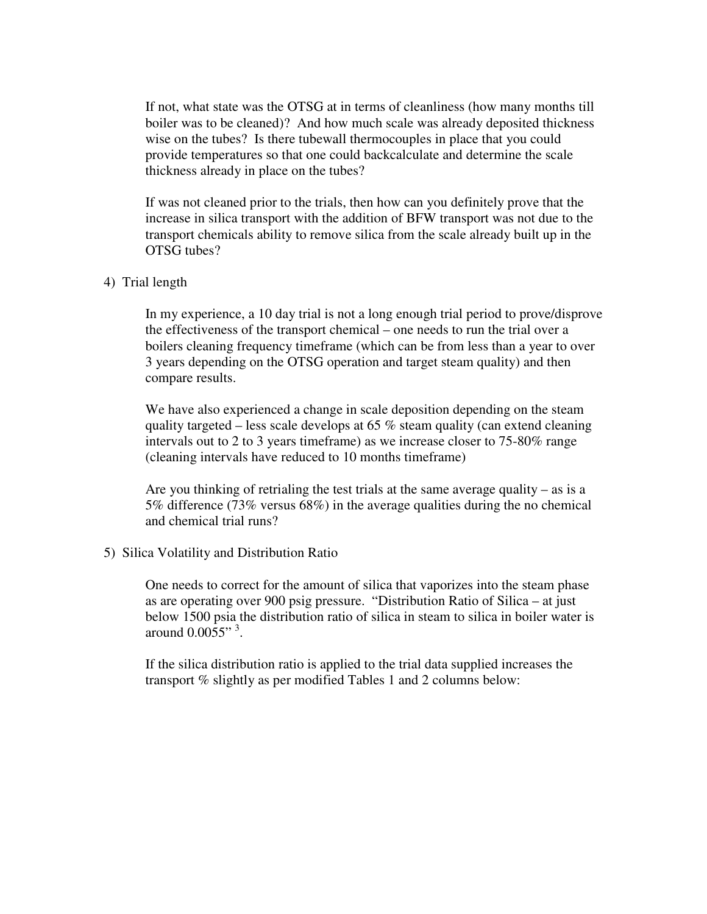If not, what state was the OTSG at in terms of cleanliness (how many months till boiler was to be cleaned)? And how much scale was already deposited thickness wise on the tubes? Is there tubewall thermocouples in place that you could provide temperatures so that one could backcalculate and determine the scale thickness already in place on the tubes?

If was not cleaned prior to the trials, then how can you definitely prove that the increase in silica transport with the addition of BFW transport was not due to the transport chemicals ability to remove silica from the scale already built up in the OTSG tubes?

4) Trial length

In my experience, a 10 day trial is not a long enough trial period to prove/disprove the effectiveness of the transport chemical – one needs to run the trial over a boilers cleaning frequency timeframe (which can be from less than a year to over 3 years depending on the OTSG operation and target steam quality) and then compare results.

We have also experienced a change in scale deposition depending on the steam quality targeted – less scale develops at 65 % steam quality (can extend cleaning intervals out to 2 to 3 years timeframe) as we increase closer to 75-80% range (cleaning intervals have reduced to 10 months timeframe)

Are you thinking of retrialing the test trials at the same average quality – as is a 5% difference (73% versus 68%) in the average qualities during the no chemical and chemical trial runs?

5) Silica Volatility and Distribution Ratio

One needs to correct for the amount of silica that vaporizes into the steam phase as are operating over 900 psig pressure. "Distribution Ratio of Silica – at just below 1500 psia the distribution ratio of silica in steam to silica in boiler water is around 0.0055" [3].

If the silica distribution ratio is applied to the trial data supplied increases the transport % slightly as per modified Tables 1 and 2 columns below: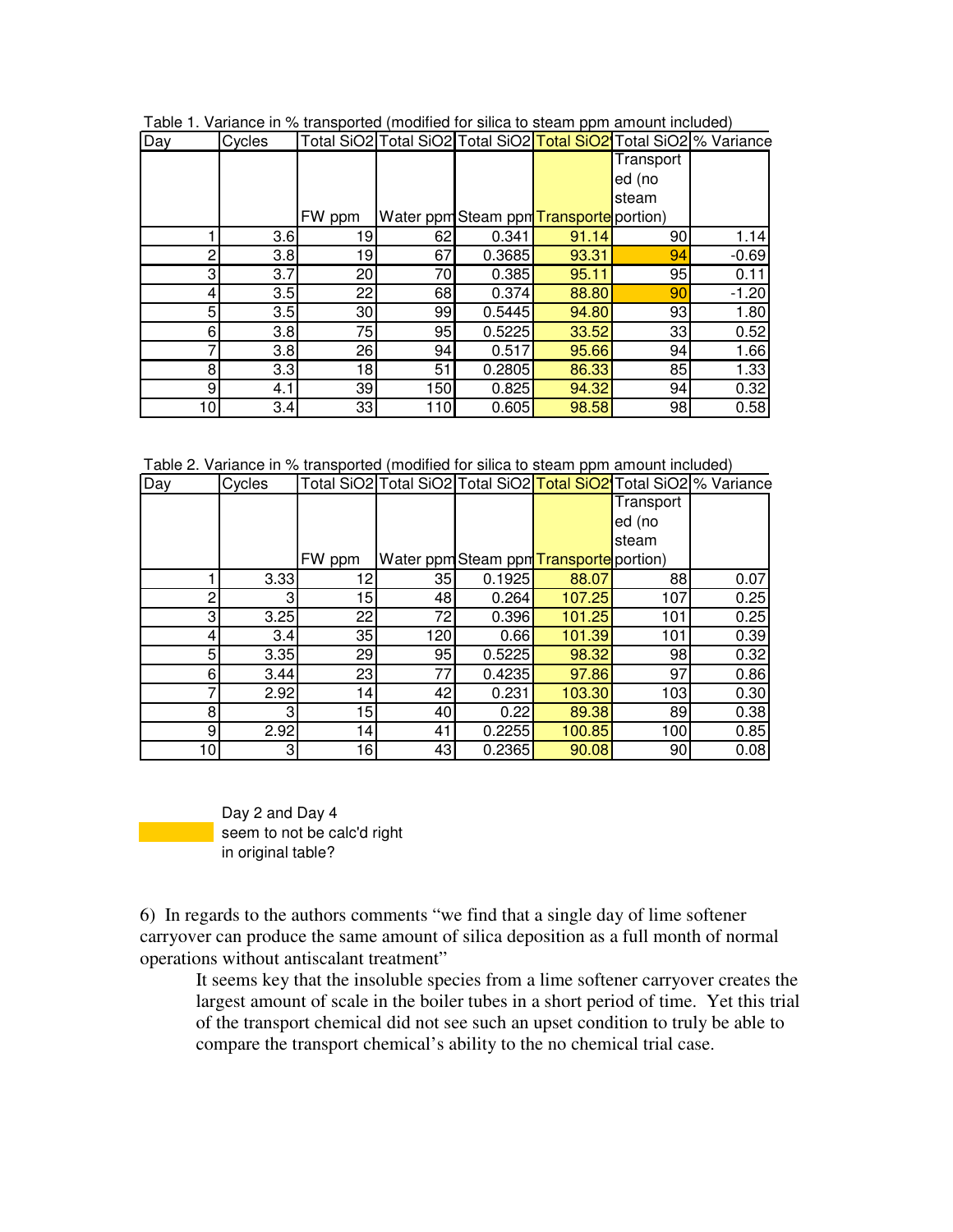Table 1. Variance in % transported (modified for silica to steam ppm amount included)

| Day | Cycles | Total SiO2 FW ppm | Total SiO2 Water ppm | Total SiO2 Steam ppm | Total SiO2 Transported | Total SiO2 Transported (no steam portion) | % Variance |
|---|---|---|---|---|---|---|---|
| 1 | 3.6 | 19 | 62 | 0.341 | 91.14 | 90 | 1.14 |
| 2 | 3.8 | 19 | 67 | 0.3685 | 93.31 | 94 | -0.69 |
| 3 | 3.7 | 20 | 70 | 0.385 | 95.11 | 95 | 0.11 |
| 4 | 3.5 | 22 | 68 | 0.374 | 88.80 | 90 | -1.20 |
| 5 | 3.5 | 30 | 99 | 0.5445 | 94.80 | 93 | 1.80 |
| 6 | 3.8 | 75 | 95 | 0.5225 | 33.52 | 33 | 0.52 |
| 7 | 3.8 | 26 | 94 | 0.517 | 95.66 | 94 | 1.66 |
| 8 | 3.3 | 18 | 51 | 0.2805 | 86.33 | 85 | 1.33 |
| 9 | 4.1 | 39 | 150 | 0.825 | 94.32 | 94 | 0.32 |
| 10 | 3.4 | 33 | 110 | 0.605 | 98.58 | 98 | 0.58 |

Table 2. Variance in % transported (modified for silica to steam ppm amount included)

| Day | Cycles | Total SiO2 FW ppm | Total SiO2 Water ppm | Total SiO2 Steam ppm | Total SiO2 Transported | Total SiO2 Transported (no steam portion) | % Variance |
|---|---|---|---|---|---|---|---|
| 1 | 3.33 | 12 | 35 | 0.1925 | 88.07 | 88 | 0.07 |
| 2 | 3 | 15 | 48 | 0.264 | 107.25 | 107 | 0.25 |
| 3 | 3.25 | 22 | 72 | 0.396 | 101.25 | 101 | 0.25 |
| 4 | 3.4 | 35 | 120 | 0.66 | 101.39 | 101 | 0.39 |
| 5 | 3.35 | 29 | 95 | 0.5225 | 98.32 | 98 | 0.32 |
| 6 | 3.44 | 23 | 77 | 0.4235 | 97.86 | 97 | 0.86 |
| 7 | 2.92 | 14 | 42 | 0.231 | 103.30 | 103 | 0.30 |
| 8 | 3 | 15 | 40 | 0.22 | 89.38 | 89 | 0.38 |
| 9 | 2.92 | 14 | 41 | 0.2255 | 100.85 | 100 | 0.85 |
| 10 | 3 | 16 | 43 | 0.2365 | 90.08 | 90 | 0.08 |

Day 2 and Day 4 seem to not be calc'd right in original table?

6) In regards to the authors comments "we find that a single day of lime softener carryover can produce the same amount of silica deposition as a full month of normal operations without antiscalant treatment"

> It seems key that the insoluble species from a lime softener carryover creates the largest amount of scale in the boiler tubes in a short period of time. Yet this trial of the transport chemical did not see such an upset condition to truly be able to compare the transport chemical's ability to the no chemical trial case.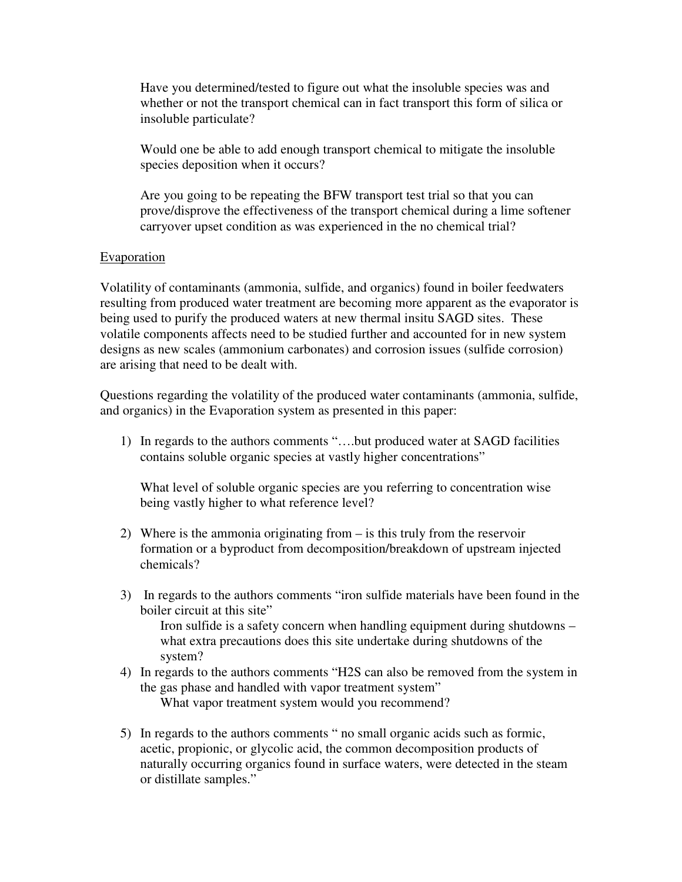Have you determined/tested to figure out what the insoluble species was and whether or not the transport chemical can in fact transport this form of silica or insoluble particulate?

Would one be able to add enough transport chemical to mitigate the insoluble species deposition when it occurs?

Are you going to be repeating the BFW transport test trial so that you can prove/disprove the effectiveness of the transport chemical during a lime softener carryover upset condition as was experienced in the no chemical trial?

<u>Evaporation</u>

Volatility of contaminants (ammonia, sulfide, and organics) found in boiler feedwaters resulting from produced water treatment are becoming more apparent as the evaporator is being used to purify the produced waters at new thermal insitu SAGD sites. These volatile components affects need to be studied further and accounted for in new system designs as new scales (ammonium carbonates) and corrosion issues (sulfide corrosion) are arising that need to be dealt with.

Questions regarding the volatility of the produced water contaminants (ammonia, sulfide, and organics) in the Evaporation system as presented in this paper:

1) In regards to the authors comments "….but produced water at SAGD facilities contains soluble organic species at vastly higher concentrations"

   What level of soluble organic species are you referring to concentration wise being vastly higher to what reference level?

2) Where is the ammonia originating from – is this truly from the reservoir formation or a byproduct from decomposition/breakdown of upstream injected chemicals?

3) In regards to the authors comments "iron sulfide materials have been found in the boiler circuit at this site"

   Iron sulfide is a safety concern when handling equipment during shutdowns – what extra precautions does this site undertake during shutdowns of the system?

4) In regards to the authors comments "H2S can also be removed from the system in the gas phase and handled with vapor treatment system"

   What vapor treatment system would you recommend?

5) In regards to the authors comments " no small organic acids such as formic, acetic, propionic, or glycolic acid, the common decomposition products of naturally occurring organics found in surface waters, were detected in the steam or distillate samples."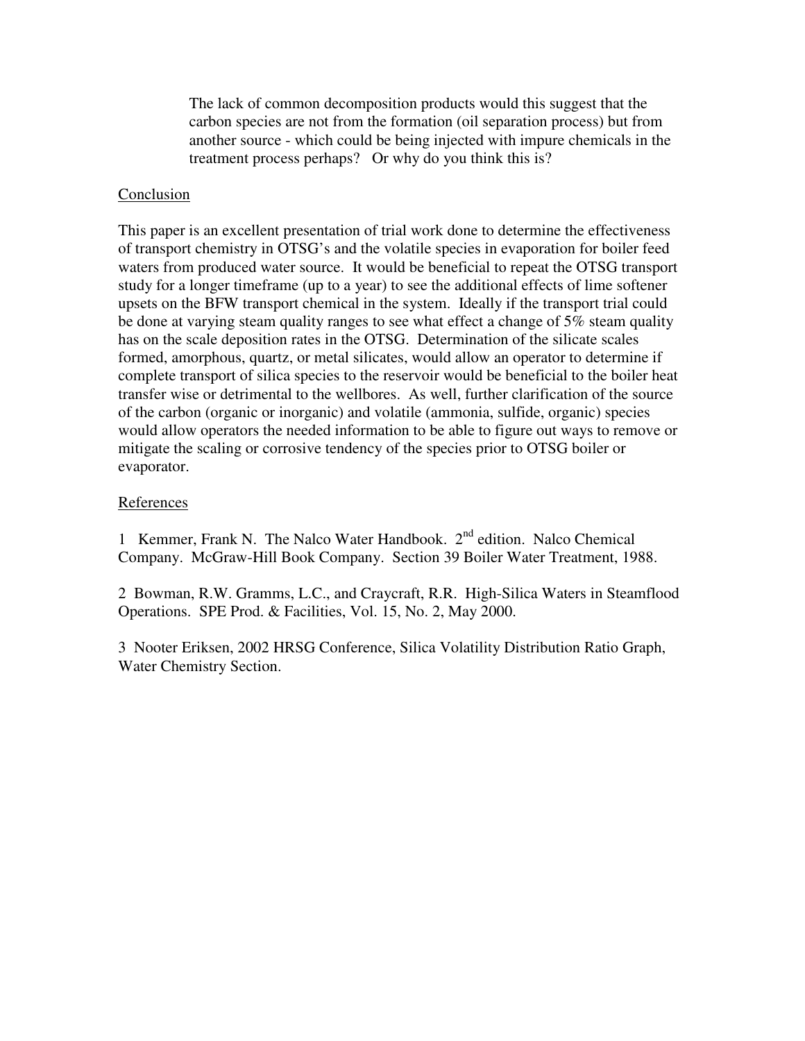The lack of common decomposition products would this suggest that the carbon species are not from the formation (oil separation process) but from another source - which could be being injected with impure chemicals in the treatment process perhaps? Or why do you think this is?

## Conclusion

This paper is an excellent presentation of trial work done to determine the effectiveness of transport chemistry in OTSG's and the volatile species in evaporation for boiler feed waters from produced water source. It would be beneficial to repeat the OTSG transport study for a longer timeframe (up to a year) to see the additional effects of lime softener upsets on the BFW transport chemical in the system. Ideally if the transport trial could be done at varying steam quality ranges to see what effect a change of 5% steam quality has on the scale deposition rates in the OTSG. Determination of the silicate scales formed, amorphous, quartz, or metal silicates, would allow an operator to determine if complete transport of silica species to the reservoir would be beneficial to the boiler heat transfer wise or detrimental to the wellbores. As well, further clarification of the source of the carbon (organic or inorganic) and volatile (ammonia, sulfide, organic) species would allow operators the needed information to be able to figure out ways to remove or mitigate the scaling or corrosive tendency of the species prior to OTSG boiler or evaporator.

## References

1 Kemmer, Frank N. The Nalco Water Handbook. 2nd edition. Nalco Chemical Company. McGraw-Hill Book Company. Section 39 Boiler Water Treatment, 1988.

2 Bowman, R.W. Gramms, L.C., and Craycraft, R.R. High-Silica Waters in Steamflood Operations. SPE Prod. & Facilities, Vol. 15, No. 2, May 2000.

3 Nooter Eriksen, 2002 HRSG Conference, Silica Volatility Distribution Ratio Graph, Water Chemistry Section.